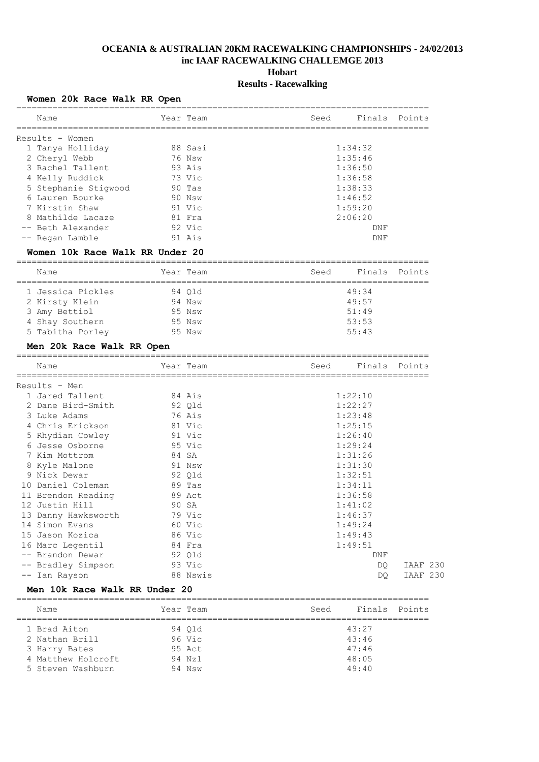# OCEANIA & AUSTRALIAN 20KM RACEWALKING CHAMPIONSHIPS - 24/02/2013

## inc IAAF RACEWALKING CHALLEMGE 2013

## Hobart

## Results - Racewalking

### Women 20k Race Walk RR Open

| | Name | Year | Team | Seed | Finals | Points |
|---|---|---|---|---|---|---|
| **Results - Women** | | | | | | |
| 1 | Tanya Holliday | 88 | Sasi | | 1:34:32 | |
| 2 | Cheryl Webb | 76 | Nsw | | 1:35:46 | |
| 3 | Rachel Tallent | 93 | Ais | | 1:36:50 | |
| 4 | Kelly Ruddick | 73 | Vic | | 1:36:58 | |
| 5 | Stephanie Stigwood | 90 | Tas | | 1:38:33 | |
| 6 | Lauren Bourke | 90 | Nsw | | 1:46:52 | |
| 7 | Kirstin Shaw | 91 | Vic | | 1:59:20 | |
| 8 | Mathilde Lacaze | 81 | Fra | | 2:06:20 | |
| -- | Beth Alexander | 92 | Vic | | DNF | |
| -- | Regan Lamble | 91 | Ais | | DNF | |

### Women 10k Race Walk RR Under 20

| | Name | Year | Team | Seed | Finals | Points |
|---|---|---|---|---|---|---|
| 1 | Jessica Pickles | 94 | Qld | | 49:34 | |
| 2 | Kirsty Klein | 94 | Nsw | | 49:57 | |
| 3 | Amy Bettiol | 95 | Nsw | | 51:49 | |
| 4 | Shay Southern | 95 | Nsw | | 53:53 | |
| 5 | Tabitha Porley | 95 | Nsw | | 55:43 | |

### Men 20k Race Walk RR Open

| | Name | Year | Team | Seed | Finals | Points |
|---|---|---|---|---|---|---|
| **Results - Men** | | | | | | |
| 1 | Jared Tallent | 84 | Ais | | 1:22:10 | |
| 2 | Dane Bird-Smith | 92 | Qld | | 1:22:27 | |
| 3 | Luke Adams | 76 | Ais | | 1:23:48 | |
| 4 | Chris Erickson | 81 | Vic | | 1:25:15 | |
| 5 | Rhydian Cowley | 91 | Vic | | 1:26:40 | |
| 6 | Jesse Osborne | 95 | Vic | | 1:29:24 | |
| 7 | Kim Mottrom | 84 | SA | | 1:31:26 | |
| 8 | Kyle Malone | 91 | Nsw | | 1:31:30 | |
| 9 | Nick Dewar | 92 | Qld | | 1:32:51 | |
| 10 | Daniel Coleman | 89 | Tas | | 1:34:11 | |
| 11 | Brendon Reading | 89 | Act | | 1:36:58 | |
| 12 | Justin Hill | 90 | SA | | 1:41:02 | |
| 13 | Danny Hawksworth | 79 | Vic | | 1:46:37 | |
| 14 | Simon Evans | 60 | Vic | | 1:49:24 | |
| 15 | Jason Kozica | 86 | Vic | | 1:49:43 | |
| 16 | Marc Legentil | 84 | Fra | | 1:49:51 | |
| -- | Brandon Dewar | 92 | Qld | | DNF | |
| -- | Bradley Simpson | 93 | Vic | | DQ | IAAF 230 |
| -- | Ian Rayson | 88 | Nswis | | DQ | IAAF 230 |

### Men 10k Race Walk RR Under 20

| | Name | Year | Team | Seed | Finals | Points |
|---|---|---|---|---|---|---|
| 1 | Brad Aiton | 94 | Qld | | 43:27 | |
| 2 | Nathan Brill | 96 | Vic | | 43:46 | |
| 3 | Harry Bates | 95 | Act | | 47:46 | |
| 4 | Matthew Holcroft | 94 | Nzl | | 48:05 | |
| 5 | Steven Washburn | 94 | Nsw | | 49:40 | |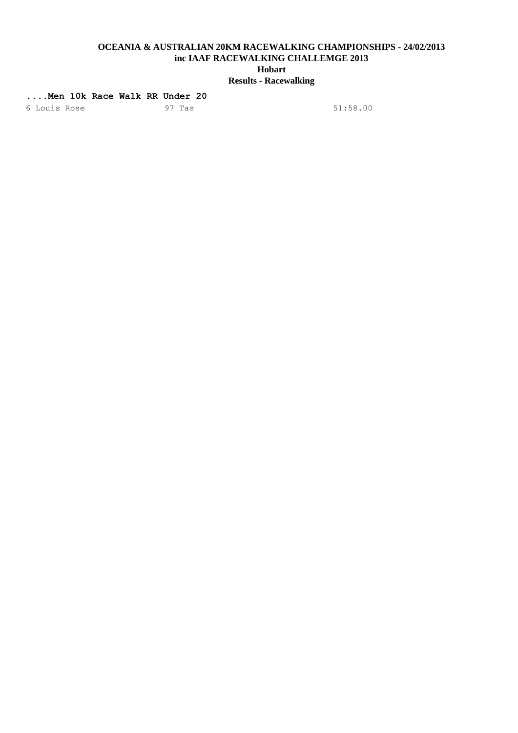**....Men 10k Race Walk RR Under 20**

| | | | | |
|---|---|---|---|---|
| 6 | Louis Rose | 97 | Tas | 51:58.00 |